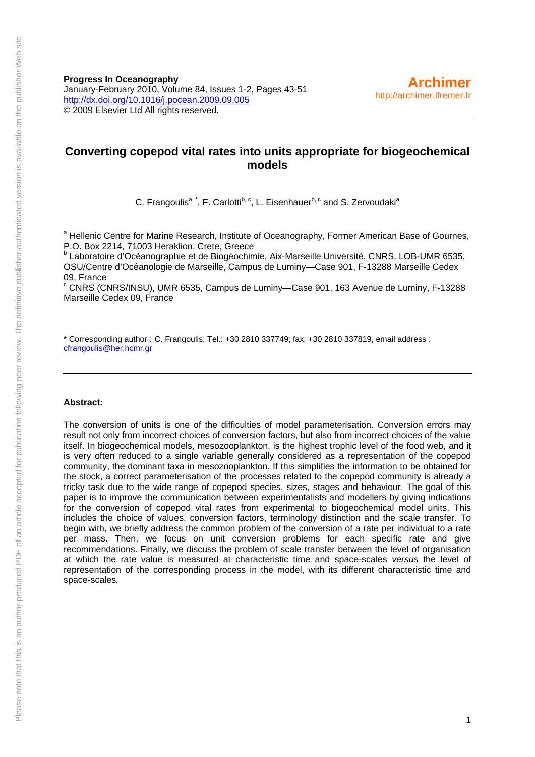**Progress In Oceanography**
January-February 2010, Volume 84, Issues 1-2, Pages 43-51
http://dx.doi.org/10.1016/j.pocean.2009.09.005
© 2009 Elsevier Ltd All rights reserved.

**Archimer**
http://archimer.ifremer.fr

# Converting copepod vital rates into units appropriate for biogeochemical models

C. Frangoulis[a, *], F. Carlotti[b, c], L. Eisenhauer[b, c] and S. Zervoudaki[a]

[a] Hellenic Centre for Marine Research, Institute of Oceanography, Former American Base of Gournes, P.O. Box 2214, 71003 Heraklion, Crete, Greece
[b] Laboratoire d'Océanographie et de Biogéochimie, Aix-Marseille Université, CNRS, LOB-UMR 6535, OSU/Centre d'Océanologie de Marseille, Campus de Luminy—Case 901, F-13288 Marseille Cedex 09, France
[c] CNRS (CNRS/INSU), UMR 6535, Campus de Luminy—Case 901, 163 Avenue de Luminy, F-13288 Marseille Cedex 09, France

* Corresponding author : C. Frangoulis, Tel.: +30 2810 337749; fax: +30 2810 337819, email address : cfrangoulis@her.hcmr.gr

**Abstract:**

The conversion of units is one of the difficulties of model parameterisation. Conversion errors may result not only from incorrect choices of conversion factors, but also from incorrect choices of the value itself. In biogeochemical models, mesozooplankton, is the highest trophic level of the food web, and it is very often reduced to a single variable generally considered as a representation of the copepod community, the dominant taxa in mesozooplankton. If this simplifies the information to be obtained for the stock, a correct parameterisation of the processes related to the copepod community is already a tricky task due to the wide range of copepod species, sizes, stages and behaviour. The goal of this paper is to improve the communication between experimentalists and modellers by giving indications for the conversion of copepod vital rates from experimental to biogeochemical model units. This includes the choice of values, conversion factors, terminology distinction and the scale transfer. To begin with, we briefly address the common problem of the conversion of a rate per individual to a rate per mass. Then, we focus on unit conversion problems for each specific rate and give recommendations. Finally, we discuss the problem of scale transfer between the level of organisation at which the rate value is measured at characteristic time and space-scales *versus* the level of representation of the corresponding process in the model, with its different characteristic time and space-scales.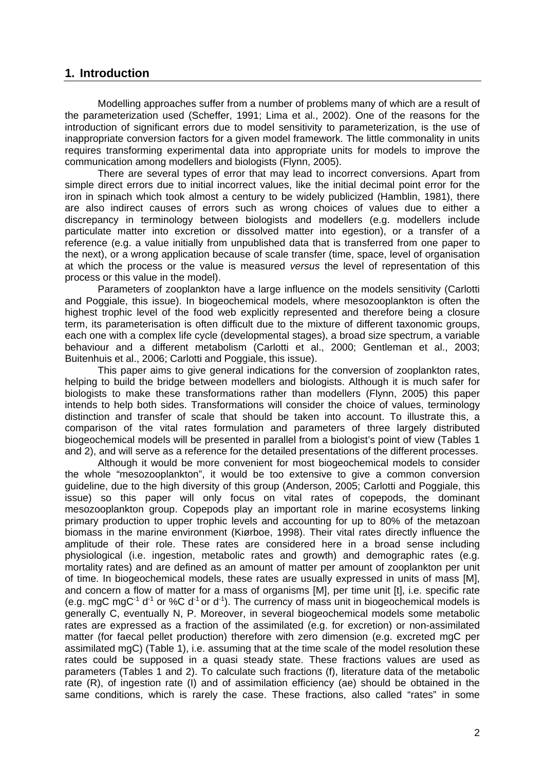## 1. Introduction

Modelling approaches suffer from a number of problems many of which are a result of the parameterization used (Scheffer, 1991; Lima et al., 2002). One of the reasons for the introduction of significant errors due to model sensitivity to parameterization, is the use of inappropriate conversion factors for a given model framework. The little commonality in units requires transforming experimental data into appropriate units for models to improve the communication among modellers and biologists (Flynn, 2005).

There are several types of error that may lead to incorrect conversions. Apart from simple direct errors due to initial incorrect values, like the initial decimal point error for the iron in spinach which took almost a century to be widely publicized (Hamblin, 1981), there are also indirect causes of errors such as wrong choices of values due to either a discrepancy in terminology between biologists and modellers (e.g. modellers include particulate matter into excretion or dissolved matter into egestion), or a transfer of a reference (e.g. a value initially from unpublished data that is transferred from one paper to the next), or a wrong application because of scale transfer (time, space, level of organisation at which the process or the value is measured *versus* the level of representation of this process or this value in the model).

Parameters of zooplankton have a large influence on the models sensitivity (Carlotti and Poggiale, this issue). In biogeochemical models, where mesozooplankton is often the highest trophic level of the food web explicitly represented and therefore being a closure term, its parameterisation is often difficult due to the mixture of different taxonomic groups, each one with a complex life cycle (developmental stages), a broad size spectrum, a variable behaviour and a different metabolism (Carlotti et al., 2000; Gentleman et al., 2003; Buitenhuis et al., 2006; Carlotti and Poggiale, this issue).

This paper aims to give general indications for the conversion of zooplankton rates, helping to build the bridge between modellers and biologists. Although it is much safer for biologists to make these transformations rather than modellers (Flynn, 2005) this paper intends to help both sides. Transformations will consider the choice of values, terminology distinction and transfer of scale that should be taken into account. To illustrate this, a comparison of the vital rates formulation and parameters of three largely distributed biogeochemical models will be presented in parallel from a biologist's point of view (Tables 1 and 2), and will serve as a reference for the detailed presentations of the different processes.

Although it would be more convenient for most biogeochemical models to consider the whole "mesozooplankton", it would be too extensive to give a common conversion guideline, due to the high diversity of this group (Anderson, 2005; Carlotti and Poggiale, this issue) so this paper will only focus on vital rates of copepods, the dominant mesozooplankton group. Copepods play an important role in marine ecosystems linking primary production to upper trophic levels and accounting for up to 80% of the metazoan biomass in the marine environment (Kiørboe, 1998). Their vital rates directly influence the amplitude of their role. These rates are considered here in a broad sense including physiological (i.e. ingestion, metabolic rates and growth) and demographic rates (e.g. mortality rates) and are defined as an amount of matter per amount of zooplankton per unit of time. In biogeochemical models, these rates are usually expressed in units of mass [M], and concern a flow of matter for a mass of organisms [M], per time unit [t], i.e. specific rate (e.g. mgC $mgC^{-1}$ $d^{-1}$ or %C $d^{-1}$ or $d^{-1}$). The currency of mass unit in biogeochemical models is generally C, eventually N, P. Moreover, in several biogeochemical models some metabolic rates are expressed as a fraction of the assimilated (e.g. for excretion) or non-assimilated matter (for faecal pellet production) therefore with zero dimension (e.g. excreted mgC per assimilated mgC) (Table 1), i.e. assuming that at the time scale of the model resolution these rates could be supposed in a quasi steady state. These fractions values are used as parameters (Tables 1 and 2). To calculate such fractions (f), literature data of the metabolic rate (R), of ingestion rate (I) and of assimilation efficiency (ae) should be obtained in the same conditions, which is rarely the case. These fractions, also called "rates" in some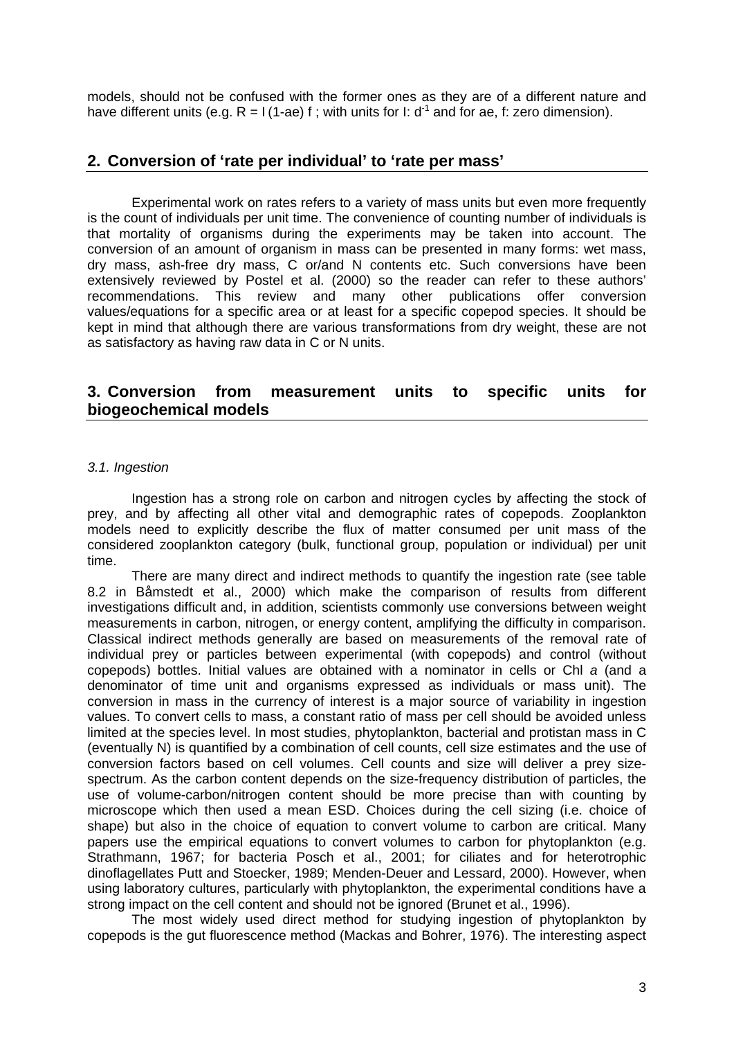models, should not be confused with the former ones as they are of a different nature and have different units (e.g. $R = I\,(1\text{-}ae)\,f$ ; with units for I: $d^{-1}$ and for ae, f: zero dimension).

## 2. Conversion of 'rate per individual' to 'rate per mass'

Experimental work on rates refers to a variety of mass units but even more frequently is the count of individuals per unit time. The convenience of counting number of individuals is that mortality of organisms during the experiments may be taken into account. The conversion of an amount of organism in mass can be presented in many forms: wet mass, dry mass, ash-free dry mass, C or/and N contents etc. Such conversions have been extensively reviewed by Postel et al. (2000) so the reader can refer to these authors' recommendations. This review and many other publications offer conversion values/equations for a specific area or at least for a specific copepod species. It should be kept in mind that although there are various transformations from dry weight, these are not as satisfactory as having raw data in C or N units.

## 3. Conversion from measurement units to specific units for biogeochemical models

*3.1. Ingestion*

Ingestion has a strong role on carbon and nitrogen cycles by affecting the stock of prey, and by affecting all other vital and demographic rates of copepods. Zooplankton models need to explicitly describe the flux of matter consumed per unit mass of the considered zooplankton category (bulk, functional group, population or individual) per unit time.

There are many direct and indirect methods to quantify the ingestion rate (see table 8.2 in Båmstedt et al., 2000) which make the comparison of results from different investigations difficult and, in addition, scientists commonly use conversions between weight measurements in carbon, nitrogen, or energy content, amplifying the difficulty in comparison. Classical indirect methods generally are based on measurements of the removal rate of individual prey or particles between experimental (with copepods) and control (without copepods) bottles. Initial values are obtained with a nominator in cells or Chl *a* (and a denominator of time unit and organisms expressed as individuals or mass unit). The conversion in mass in the currency of interest is a major source of variability in ingestion values. To convert cells to mass, a constant ratio of mass per cell should be avoided unless limited at the species level. In most studies, phytoplankton, bacterial and protistan mass in C (eventually N) is quantified by a combination of cell counts, cell size estimates and the use of conversion factors based on cell volumes. Cell counts and size will deliver a prey size-spectrum. As the carbon content depends on the size-frequency distribution of particles, the use of volume-carbon/nitrogen content should be more precise than with counting by microscope which then used a mean ESD. Choices during the cell sizing (i.e. choice of shape) but also in the choice of equation to convert volume to carbon are critical. Many papers use the empirical equations to convert volumes to carbon for phytoplankton (e.g. Strathmann, 1967; for bacteria Posch et al., 2001; for ciliates and for heterotrophic dinoflagellates Putt and Stoecker, 1989; Menden-Deuer and Lessard, 2000). However, when using laboratory cultures, particularly with phytoplankton, the experimental conditions have a strong impact on the cell content and should not be ignored (Brunet et al., 1996).

The most widely used direct method for studying ingestion of phytoplankton by copepods is the gut fluorescence method (Mackas and Bohrer, 1976). The interesting aspect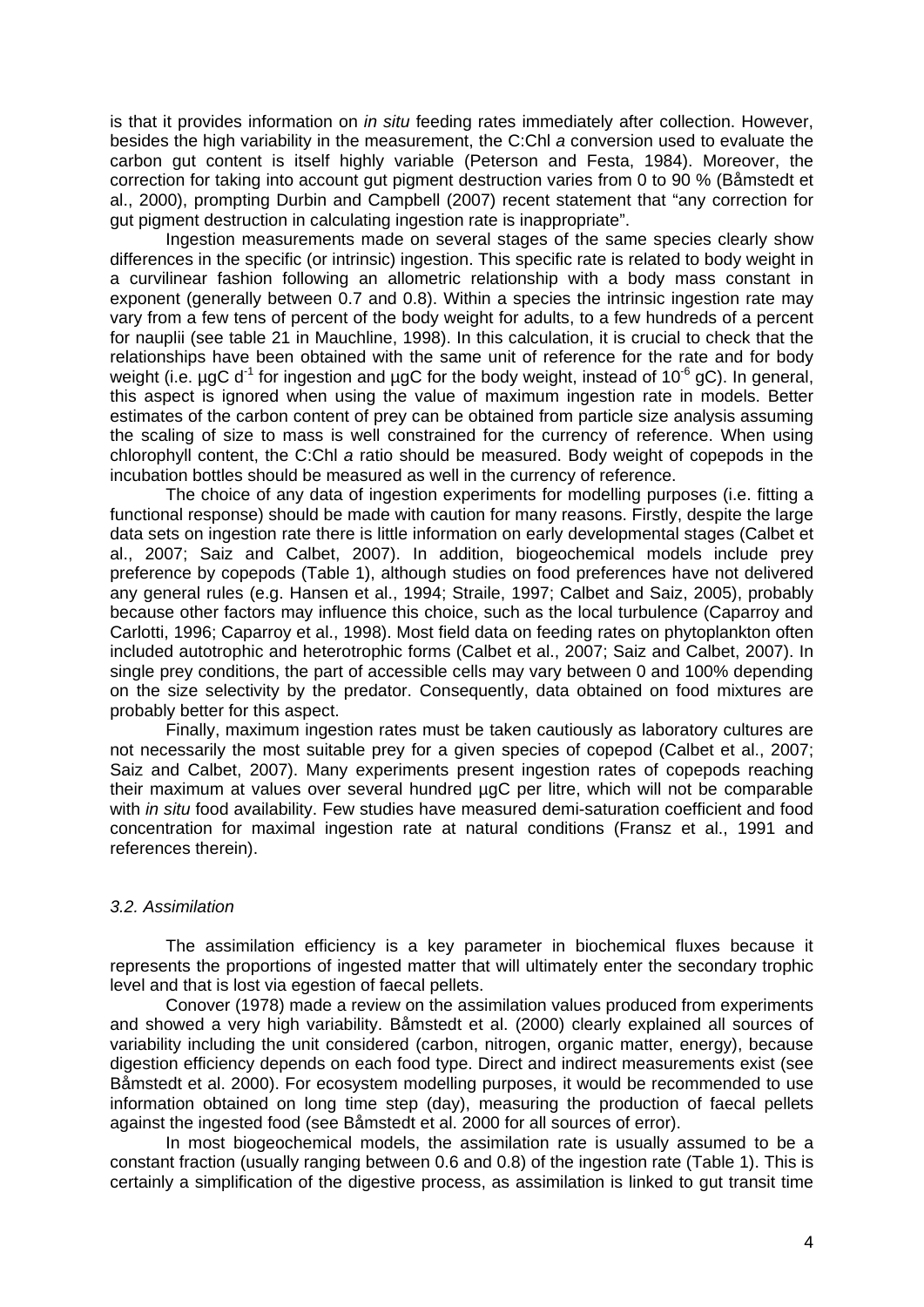is that it provides information on *in situ* feeding rates immediately after collection. However, besides the high variability in the measurement, the C:Chl *a* conversion used to evaluate the carbon gut content is itself highly variable (Peterson and Festa, 1984). Moreover, the correction for taking into account gut pigment destruction varies from 0 to 90 % (Båmstedt et al., 2000), prompting Durbin and Campbell (2007) recent statement that "any correction for gut pigment destruction in calculating ingestion rate is inappropriate".

Ingestion measurements made on several stages of the same species clearly show differences in the specific (or intrinsic) ingestion. This specific rate is related to body weight in a curvilinear fashion following an allometric relationship with a body mass constant in exponent (generally between 0.7 and 0.8). Within a species the intrinsic ingestion rate may vary from a few tens of percent of the body weight for adults, to a few hundreds of a percent for nauplii (see table 21 in Mauchline, 1998). In this calculation, it is crucial to check that the relationships have been obtained with the same unit of reference for the rate and for body weight (i.e. µgC $d^{-1}$ for ingestion and µgC for the body weight, instead of $10^{-6}$ gC). In general, this aspect is ignored when using the value of maximum ingestion rate in models. Better estimates of the carbon content of prey can be obtained from particle size analysis assuming the scaling of size to mass is well constrained for the currency of reference. When using chlorophyll content, the C:Chl *a* ratio should be measured. Body weight of copepods in the incubation bottles should be measured as well in the currency of reference.

The choice of any data of ingestion experiments for modelling purposes (i.e. fitting a functional response) should be made with caution for many reasons. Firstly, despite the large data sets on ingestion rate there is little information on early developmental stages (Calbet et al., 2007; Saiz and Calbet, 2007). In addition, biogeochemical models include prey preference by copepods (Table 1), although studies on food preferences have not delivered any general rules (e.g. Hansen et al., 1994; Straile, 1997; Calbet and Saiz, 2005), probably because other factors may influence this choice, such as the local turbulence (Caparroy and Carlotti, 1996; Caparroy et al., 1998). Most field data on feeding rates on phytoplankton often included autotrophic and heterotrophic forms (Calbet et al., 2007; Saiz and Calbet, 2007). In single prey conditions, the part of accessible cells may vary between 0 and 100% depending on the size selectivity by the predator. Consequently, data obtained on food mixtures are probably better for this aspect.

Finally, maximum ingestion rates must be taken cautiously as laboratory cultures are not necessarily the most suitable prey for a given species of copepod (Calbet et al., 2007; Saiz and Calbet, 2007). Many experiments present ingestion rates of copepods reaching their maximum at values over several hundred µgC per litre, which will not be comparable with *in situ* food availability. Few studies have measured demi-saturation coefficient and food concentration for maximal ingestion rate at natural conditions (Fransz et al., 1991 and references therein).

### *3.2. Assimilation*

The assimilation efficiency is a key parameter in biochemical fluxes because it represents the proportions of ingested matter that will ultimately enter the secondary trophic level and that is lost via egestion of faecal pellets.

Conover (1978) made a review on the assimilation values produced from experiments and showed a very high variability. Båmstedt et al. (2000) clearly explained all sources of variability including the unit considered (carbon, nitrogen, organic matter, energy), because digestion efficiency depends on each food type. Direct and indirect measurements exist (see Båmstedt et al. 2000). For ecosystem modelling purposes, it would be recommended to use information obtained on long time step (day), measuring the production of faecal pellets against the ingested food (see Båmstedt et al. 2000 for all sources of error).

In most biogeochemical models, the assimilation rate is usually assumed to be a constant fraction (usually ranging between 0.6 and 0.8) of the ingestion rate (Table 1). This is certainly a simplification of the digestive process, as assimilation is linked to gut transit time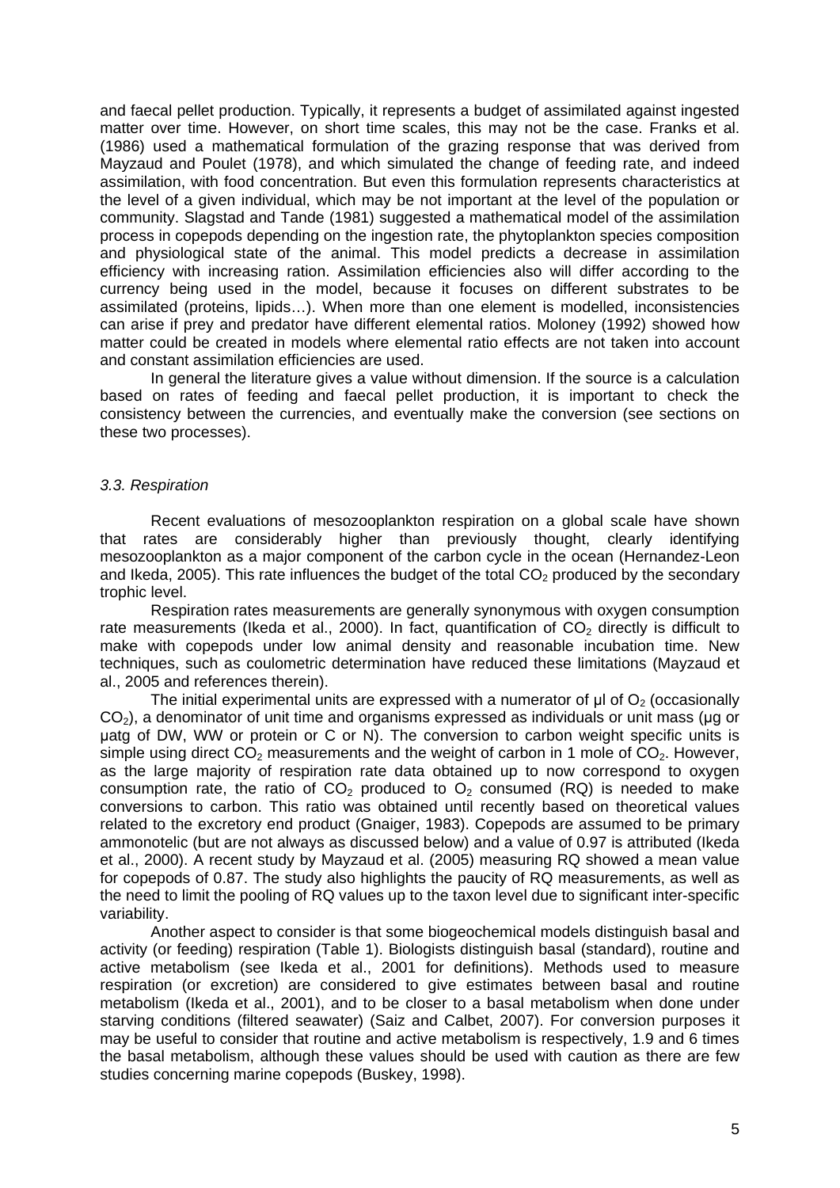and faecal pellet production. Typically, it represents a budget of assimilated against ingested matter over time. However, on short time scales, this may not be the case. Franks et al. (1986) used a mathematical formulation of the grazing response that was derived from Mayzaud and Poulet (1978), and which simulated the change of feeding rate, and indeed assimilation, with food concentration. But even this formulation represents characteristics at the level of a given individual, which may be not important at the level of the population or community. Slagstad and Tande (1981) suggested a mathematical model of the assimilation process in copepods depending on the ingestion rate, the phytoplankton species composition and physiological state of the animal. This model predicts a decrease in assimilation efficiency with increasing ration. Assimilation efficiencies also will differ according to the currency being used in the model, because it focuses on different substrates to be assimilated (proteins, lipids…). When more than one element is modelled, inconsistencies can arise if prey and predator have different elemental ratios. Moloney (1992) showed how matter could be created in models where elemental ratio effects are not taken into account and constant assimilation efficiencies are used.

In general the literature gives a value without dimension. If the source is a calculation based on rates of feeding and faecal pellet production, it is important to check the consistency between the currencies, and eventually make the conversion (see sections on these two processes).

### *3.3. Respiration*

Recent evaluations of mesozooplankton respiration on a global scale have shown that rates are considerably higher than previously thought, clearly identifying mesozooplankton as a major component of the carbon cycle in the ocean (Hernandez-Leon and Ikeda, 2005). This rate influences the budget of the total $CO_2$ produced by the secondary trophic level.

Respiration rates measurements are generally synonymous with oxygen consumption rate measurements (Ikeda et al., 2000). In fact, quantification of $CO_2$ directly is difficult to make with copepods under low animal density and reasonable incubation time. New techniques, such as coulometric determination have reduced these limitations (Mayzaud et al., 2005 and references therein).

The initial experimental units are expressed with a numerator of µl of $O_2$ (occasionally $CO_2$), a denominator of unit time and organisms expressed as individuals or unit mass (µg or µatg of DW, WW or protein or C or N). The conversion to carbon weight specific units is simple using direct $CO_2$ measurements and the weight of carbon in 1 mole of $CO_2$. However, as the large majority of respiration rate data obtained up to now correspond to oxygen consumption rate, the ratio of $CO_2$ produced to $O_2$ consumed (RQ) is needed to make conversions to carbon. This ratio was obtained until recently based on theoretical values related to the excretory end product (Gnaiger, 1983). Copepods are assumed to be primary ammonotelic (but are not always as discussed below) and a value of 0.97 is attributed (Ikeda et al., 2000). A recent study by Mayzaud et al. (2005) measuring RQ showed a mean value for copepods of 0.87. The study also highlights the paucity of RQ measurements, as well as the need to limit the pooling of RQ values up to the taxon level due to significant inter-specific variability.

Another aspect to consider is that some biogeochemical models distinguish basal and activity (or feeding) respiration (Table 1). Biologists distinguish basal (standard), routine and active metabolism (see Ikeda et al., 2001 for definitions). Methods used to measure respiration (or excretion) are considered to give estimates between basal and routine metabolism (Ikeda et al., 2001), and to be closer to a basal metabolism when done under starving conditions (filtered seawater) (Saiz and Calbet, 2007). For conversion purposes it may be useful to consider that routine and active metabolism is respectively, 1.9 and 6 times the basal metabolism, although these values should be used with caution as there are few studies concerning marine copepods (Buskey, 1998).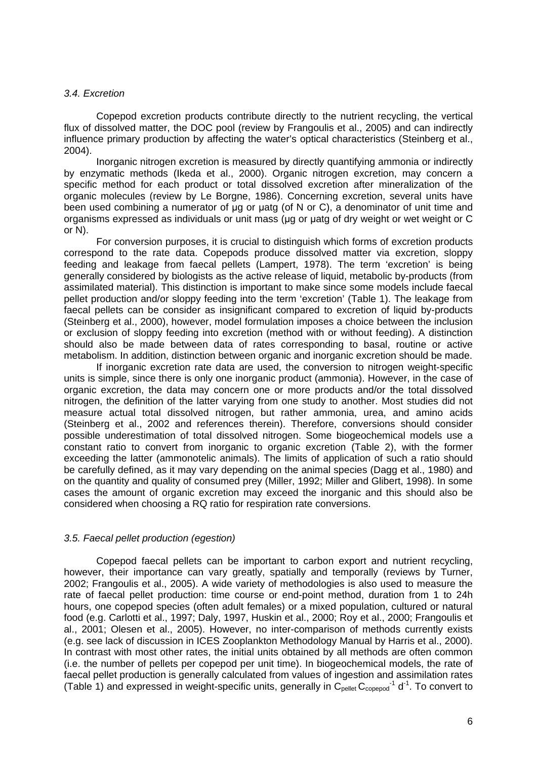*3.4. Excretion*

Copepod excretion products contribute directly to the nutrient recycling, the vertical flux of dissolved matter, the DOC pool (review by Frangoulis et al., 2005) and can indirectly influence primary production by affecting the water's optical characteristics (Steinberg et al., 2004).

Inorganic nitrogen excretion is measured by directly quantifying ammonia or indirectly by enzymatic methods (Ikeda et al., 2000). Organic nitrogen excretion, may concern a specific method for each product or total dissolved excretion after mineralization of the organic molecules (review by Le Borgne, 1986). Concerning excretion, several units have been used combining a numerator of µg or µatg (of N or C), a denominator of unit time and organisms expressed as individuals or unit mass (µg or µatg of dry weight or wet weight or C or N).

For conversion purposes, it is crucial to distinguish which forms of excretion products correspond to the rate data. Copepods produce dissolved matter via excretion, sloppy feeding and leakage from faecal pellets (Lampert, 1978). The term 'excretion' is being generally considered by biologists as the active release of liquid, metabolic by-products (from assimilated material). This distinction is important to make since some models include faecal pellet production and/or sloppy feeding into the term 'excretion' (Table 1). The leakage from faecal pellets can be consider as insignificant compared to excretion of liquid by-products (Steinberg et al., 2000), however, model formulation imposes a choice between the inclusion or exclusion of sloppy feeding into excretion (method with or without feeding). A distinction should also be made between data of rates corresponding to basal, routine or active metabolism. In addition, distinction between organic and inorganic excretion should be made.

If inorganic excretion rate data are used, the conversion to nitrogen weight-specific units is simple, since there is only one inorganic product (ammonia). However, in the case of organic excretion, the data may concern one or more products and/or the total dissolved nitrogen, the definition of the latter varying from one study to another. Most studies did not measure actual total dissolved nitrogen, but rather ammonia, urea, and amino acids (Steinberg et al., 2002 and references therein). Therefore, conversions should consider possible underestimation of total dissolved nitrogen. Some biogeochemical models use a constant ratio to convert from inorganic to organic excretion (Table 2), with the former exceeding the latter (ammonotelic animals). The limits of application of such a ratio should be carefully defined, as it may vary depending on the animal species (Dagg et al., 1980) and on the quantity and quality of consumed prey (Miller, 1992; Miller and Glibert, 1998). In some cases the amount of organic excretion may exceed the inorganic and this should also be considered when choosing a RQ ratio for respiration rate conversions.

*3.5. Faecal pellet production (egestion)*

Copepod faecal pellets can be important to carbon export and nutrient recycling, however, their importance can vary greatly, spatially and temporally (reviews by Turner, 2002; Frangoulis et al., 2005). A wide variety of methodologies is also used to measure the rate of faecal pellet production: time course or end-point method, duration from 1 to 24h hours, one copepod species (often adult females) or a mixed population, cultured or natural food (e.g. Carlotti et al., 1997; Daly, 1997, Huskin et al., 2000; Roy et al., 2000; Frangoulis et al., 2001; Olesen et al., 2005). However, no inter-comparison of methods currently exists (e.g. see lack of discussion in ICES Zooplankton Methodology Manual by Harris et al., 2000). In contrast with most other rates, the initial units obtained by all methods are often common (i.e. the number of pellets per copepod per unit time). In biogeochemical models, the rate of faecal pellet production is generally calculated from values of ingestion and assimilation rates (Table 1) and expressed in weight-specific units, generally in $C_{pellet}\,C_{copepod}^{-1}\,d^{-1}$. To convert to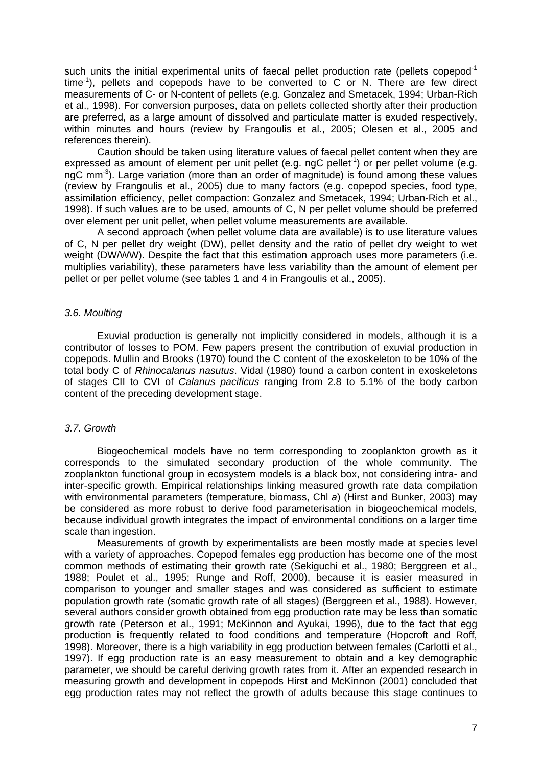such units the initial experimental units of faecal pellet production rate (pellets copepod$^{-1}$ time$^{-1}$), pellets and copepods have to be converted to C or N. There are few direct measurements of C- or N-content of pellets (e.g. Gonzalez and Smetacek, 1994; Urban-Rich et al., 1998). For conversion purposes, data on pellets collected shortly after their production are preferred, as a large amount of dissolved and particulate matter is exuded respectively, within minutes and hours (review by Frangoulis et al., 2005; Olesen et al., 2005 and references therein).

Caution should be taken using literature values of faecal pellet content when they are expressed as amount of element per unit pellet (e.g. ngC pellet$^{-1}$) or per pellet volume (e.g. ngC mm$^{-3}$). Large variation (more than an order of magnitude) is found among these values (review by Frangoulis et al., 2005) due to many factors (e.g. copepod species, food type, assimilation efficiency, pellet compaction: Gonzalez and Smetacek, 1994; Urban-Rich et al., 1998). If such values are to be used, amounts of C, N per pellet volume should be preferred over element per unit pellet, when pellet volume measurements are available.

A second approach (when pellet volume data are available) is to use literature values of C, N per pellet dry weight (DW), pellet density and the ratio of pellet dry weight to wet weight (DW/WW). Despite the fact that this estimation approach uses more parameters (i.e. multiplies variability), these parameters have less variability than the amount of element per pellet or per pellet volume (see tables 1 and 4 in Frangoulis et al., 2005).

### *3.6. Moulting*

Exuvial production is generally not implicitly considered in models, although it is a contributor of losses to POM. Few papers present the contribution of exuvial production in copepods. Mullin and Brooks (1970) found the C content of the exoskeleton to be 10% of the total body C of *Rhinocalanus nasutus*. Vidal (1980) found a carbon content in exoskeletons of stages CII to CVI of *Calanus pacificus* ranging from 2.8 to 5.1% of the body carbon content of the preceding development stage.

### *3.7. Growth*

Biogeochemical models have no term corresponding to zooplankton growth as it corresponds to the simulated secondary production of the whole community. The zooplankton functional group in ecosystem models is a black box, not considering intra- and inter-specific growth. Empirical relationships linking measured growth rate data compilation with environmental parameters (temperature, biomass, Chl *a*) (Hirst and Bunker, 2003) may be considered as more robust to derive food parameterisation in biogeochemical models, because individual growth integrates the impact of environmental conditions on a larger time scale than ingestion.

Measurements of growth by experimentalists are been mostly made at species level with a variety of approaches. Copepod females egg production has become one of the most common methods of estimating their growth rate (Sekiguchi et al., 1980; Berggreen et al., 1988; Poulet et al., 1995; Runge and Roff, 2000), because it is easier measured in comparison to younger and smaller stages and was considered as sufficient to estimate population growth rate (somatic growth rate of all stages) (Berggreen et al., 1988). However, several authors consider growth obtained from egg production rate may be less than somatic growth rate (Peterson et al., 1991; McKinnon and Ayukai, 1996), due to the fact that egg production is frequently related to food conditions and temperature (Hopcroft and Roff, 1998). Moreover, there is a high variability in egg production between females (Carlotti et al., 1997). If egg production rate is an easy measurement to obtain and a key demographic parameter, we should be careful deriving growth rates from it. After an expended research in measuring growth and development in copepods Hirst and McKinnon (2001) concluded that egg production rates may not reflect the growth of adults because this stage continues to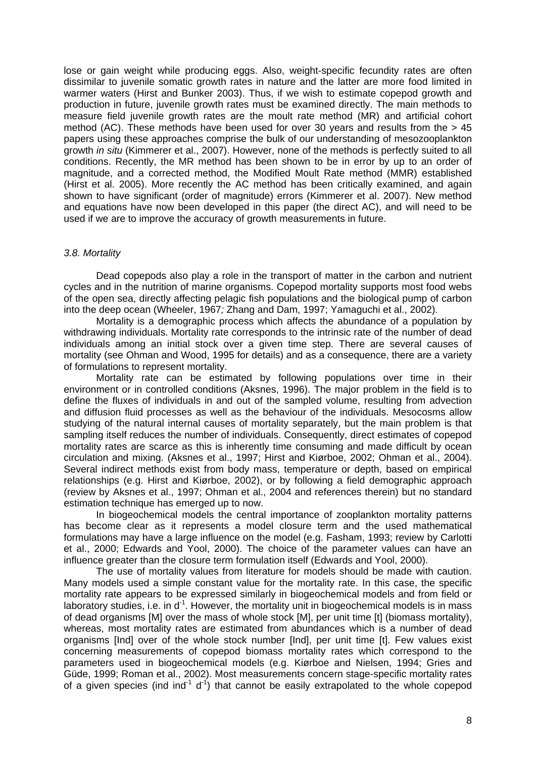lose or gain weight while producing eggs. Also, weight-specific fecundity rates are often dissimilar to juvenile somatic growth rates in nature and the latter are more food limited in warmer waters (Hirst and Bunker 2003). Thus, if we wish to estimate copepod growth and production in future, juvenile growth rates must be examined directly. The main methods to measure field juvenile growth rates are the moult rate method (MR) and artificial cohort method (AC). These methods have been used for over 30 years and results from the > 45 papers using these approaches comprise the bulk of our understanding of mesozooplankton growth *in situ* (Kimmerer et al., 2007). However, none of the methods is perfectly suited to all conditions. Recently, the MR method has been shown to be in error by up to an order of magnitude, and a corrected method, the Modified Moult Rate method (MMR) established (Hirst et al. 2005). More recently the AC method has been critically examined, and again shown to have significant (order of magnitude) errors (Kimmerer et al. 2007). New method and equations have now been developed in this paper (the direct AC), and will need to be used if we are to improve the accuracy of growth measurements in future.

### *3.8. Mortality*

Dead copepods also play a role in the transport of matter in the carbon and nutrient cycles and in the nutrition of marine organisms. Copepod mortality supports most food webs of the open sea, directly affecting pelagic fish populations and the biological pump of carbon into the deep ocean (Wheeler, 1967*;* Zhang and Dam, 1997; Yamaguchi et al., 2002).

Mortality is a demographic process which affects the abundance of a population by withdrawing individuals. Mortality rate corresponds to the intrinsic rate of the number of dead individuals among an initial stock over a given time step. There are several causes of mortality (see Ohman and Wood, 1995 for details) and as a consequence, there are a variety of formulations to represent mortality.

Mortality rate can be estimated by following populations over time in their environment or in controlled conditions (Aksnes, 1996). The major problem in the field is to define the fluxes of individuals in and out of the sampled volume, resulting from advection and diffusion fluid processes as well as the behaviour of the individuals. Mesocosms allow studying of the natural internal causes of mortality separately, but the main problem is that sampling itself reduces the number of individuals. Consequently, direct estimates of copepod mortality rates are scarce as this is inherently time consuming and made difficult by ocean circulation and mixing. (Aksnes et al., 1997; Hirst and Kiørboe, 2002; Ohman et al., 2004). Several indirect methods exist from body mass, temperature or depth, based on empirical relationships (e.g. Hirst and Kiørboe, 2002), or by following a field demographic approach (review by Aksnes et al., 1997; Ohman et al., 2004 and references therein) but no standard estimation technique has emerged up to now.

In biogeochemical models the central importance of zooplankton mortality patterns has become clear as it represents a model closure term and the used mathematical formulations may have a large influence on the model (e.g. Fasham, 1993; review by Carlotti et al., 2000; Edwards and Yool, 2000). The choice of the parameter values can have an influence greater than the closure term formulation itself (Edwards and Yool, 2000).

The use of mortality values from literature for models should be made with caution. Many models used a simple constant value for the mortality rate. In this case, the specific mortality rate appears to be expressed similarly in biogeochemical models and from field or laboratory studies, i.e. in $d^{-1}$. However, the mortality unit in biogeochemical models is in mass of dead organisms [M] over the mass of whole stock [M], per unit time [t] (biomass mortality), whereas, most mortality rates are estimated from abundances which is a number of dead organisms [Ind] over of the whole stock number [Ind], per unit time [t]. Few values exist concerning measurements of copepod biomass mortality rates which correspond to the parameters used in biogeochemical models (e.g. Kiørboe and Nielsen, 1994; Gries and Güde, 1999; Roman et al., 2002). Most measurements concern stage-specific mortality rates of a given species (ind $ind^{-1}$ $d^{-1}$) that cannot be easily extrapolated to the whole copepod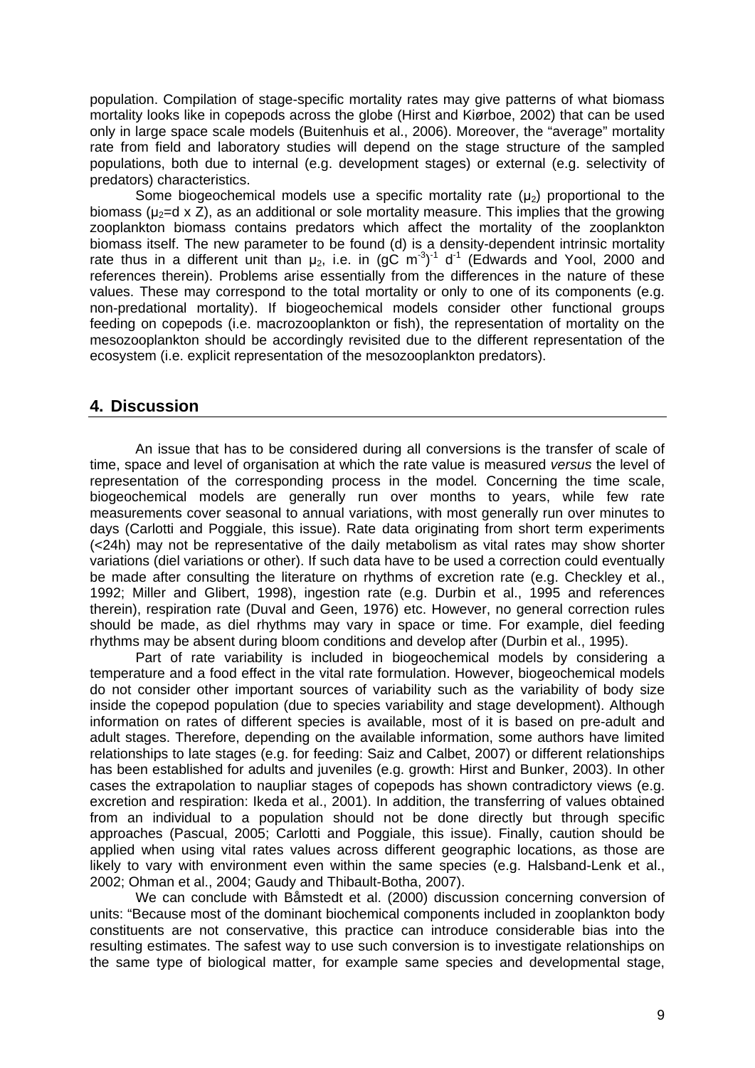population. Compilation of stage-specific mortality rates may give patterns of what biomass mortality looks like in copepods across the globe (Hirst and Kiørboe, 2002) that can be used only in large space scale models (Buitenhuis et al., 2006). Moreover, the "average" mortality rate from field and laboratory studies will depend on the stage structure of the sampled populations, both due to internal (e.g. development stages) or external (e.g. selectivity of predators) characteristics.

Some biogeochemical models use a specific mortality rate ($\mu_2$) proportional to the biomass ($\mu_2$=d x Z), as an additional or sole mortality measure. This implies that the growing zooplankton biomass contains predators which affect the mortality of the zooplankton biomass itself. The new parameter to be found (d) is a density-dependent intrinsic mortality rate thus in a different unit than $\mu_2$, i.e. in $(gC\ m^{-3})^{-1}\ d^{-1}$ (Edwards and Yool, 2000 and references therein). Problems arise essentially from the differences in the nature of these values. These may correspond to the total mortality or only to one of its components (e.g. non-predational mortality). If biogeochemical models consider other functional groups feeding on copepods (i.e. macrozooplankton or fish), the representation of mortality on the mesozooplankton should be accordingly revisited due to the different representation of the ecosystem (i.e. explicit representation of the mesozooplankton predators).

## 4. Discussion

An issue that has to be considered during all conversions is the transfer of scale of time, space and level of organisation at which the rate value is measured *versus* the level of representation of the corresponding process in the model. Concerning the time scale, biogeochemical models are generally run over months to years, while few rate measurements cover seasonal to annual variations, with most generally run over minutes to days (Carlotti and Poggiale, this issue). Rate data originating from short term experiments (<24h) may not be representative of the daily metabolism as vital rates may show shorter variations (diel variations or other). If such data have to be used a correction could eventually be made after consulting the literature on rhythms of excretion rate (e.g. Checkley et al., 1992; Miller and Glibert, 1998), ingestion rate (e.g. Durbin et al., 1995 and references therein), respiration rate (Duval and Geen, 1976) etc. However, no general correction rules should be made, as diel rhythms may vary in space or time. For example, diel feeding rhythms may be absent during bloom conditions and develop after (Durbin et al., 1995).

Part of rate variability is included in biogeochemical models by considering a temperature and a food effect in the vital rate formulation. However, biogeochemical models do not consider other important sources of variability such as the variability of body size inside the copepod population (due to species variability and stage development). Although information on rates of different species is available, most of it is based on pre-adult and adult stages. Therefore, depending on the available information, some authors have limited relationships to late stages (e.g. for feeding: Saiz and Calbet, 2007) or different relationships has been established for adults and juveniles (e.g. growth: Hirst and Bunker, 2003). In other cases the extrapolation to naupliar stages of copepods has shown contradictory views (e.g. excretion and respiration: Ikeda et al., 2001). In addition, the transferring of values obtained from an individual to a population should not be done directly but through specific approaches (Pascual, 2005; Carlotti and Poggiale, this issue). Finally, caution should be applied when using vital rates values across different geographic locations, as those are likely to vary with environment even within the same species (e.g. Halsband-Lenk et al., 2002; Ohman et al., 2004; Gaudy and Thibault-Botha, 2007).

We can conclude with Båmstedt et al. (2000) discussion concerning conversion of units: "Because most of the dominant biochemical components included in zooplankton body constituents are not conservative, this practice can introduce considerable bias into the resulting estimates. The safest way to use such conversion is to investigate relationships on the same type of biological matter, for example same species and developmental stage,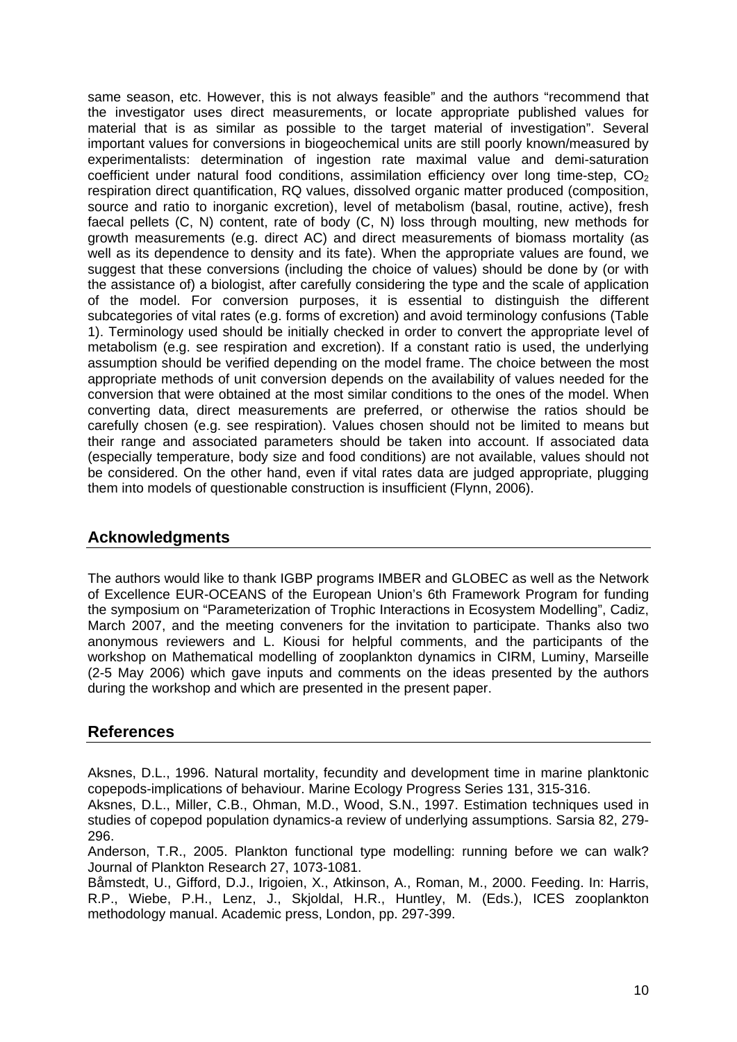same season, etc. However, this is not always feasible" and the authors "recommend that the investigator uses direct measurements, or locate appropriate published values for material that is as similar as possible to the target material of investigation". Several important values for conversions in biogeochemical units are still poorly known/measured by experimentalists: determination of ingestion rate maximal value and demi-saturation coefficient under natural food conditions, assimilation efficiency over long time-step, $CO_2$ respiration direct quantification, RQ values, dissolved organic matter produced (composition, source and ratio to inorganic excretion), level of metabolism (basal, routine, active), fresh faecal pellets (C, N) content, rate of body (C, N) loss through moulting, new methods for growth measurements (e.g. direct AC) and direct measurements of biomass mortality (as well as its dependence to density and its fate). When the appropriate values are found, we suggest that these conversions (including the choice of values) should be done by (or with the assistance of) a biologist, after carefully considering the type and the scale of application of the model. For conversion purposes, it is essential to distinguish the different subcategories of vital rates (e.g. forms of excretion) and avoid terminology confusions (Table 1). Terminology used should be initially checked in order to convert the appropriate level of metabolism (e.g. see respiration and excretion). If a constant ratio is used, the underlying assumption should be verified depending on the model frame. The choice between the most appropriate methods of unit conversion depends on the availability of values needed for the conversion that were obtained at the most similar conditions to the ones of the model. When converting data, direct measurements are preferred, or otherwise the ratios should be carefully chosen (e.g. see respiration). Values chosen should not be limited to means but their range and associated parameters should be taken into account. If associated data (especially temperature, body size and food conditions) are not available, values should not be considered. On the other hand, even if vital rates data are judged appropriate, plugging them into models of questionable construction is insufficient (Flynn, 2006).

## Acknowledgments

The authors would like to thank IGBP programs IMBER and GLOBEC as well as the Network of Excellence EUR-OCEANS of the European Union's 6th Framework Program for funding the symposium on "Parameterization of Trophic Interactions in Ecosystem Modelling", Cadiz, March 2007, and the meeting conveners for the invitation to participate. Thanks also two anonymous reviewers and L. Kiousi for helpful comments, and the participants of the workshop on Mathematical modelling of zooplankton dynamics in CIRM, Luminy, Marseille (2-5 May 2006) which gave inputs and comments on the ideas presented by the authors during the workshop and which are presented in the present paper.

## References

Aksnes, D.L., 1996. Natural mortality, fecundity and development time in marine planktonic copepods-implications of behaviour. Marine Ecology Progress Series 131, 315-316.

Aksnes, D.L., Miller, C.B., Ohman, M.D., Wood, S.N., 1997. Estimation techniques used in studies of copepod population dynamics-a review of underlying assumptions. Sarsia 82, 279-296.

Anderson, T.R., 2005. Plankton functional type modelling: running before we can walk? Journal of Plankton Research 27, 1073-1081.

Båmstedt, U., Gifford, D.J., Irigoien, X., Atkinson, A., Roman, M., 2000. Feeding. In: Harris, R.P., Wiebe, P.H., Lenz, J., Skjoldal, H.R., Huntley, M. (Eds.), ICES zooplankton methodology manual. Academic press, London, pp. 297-399.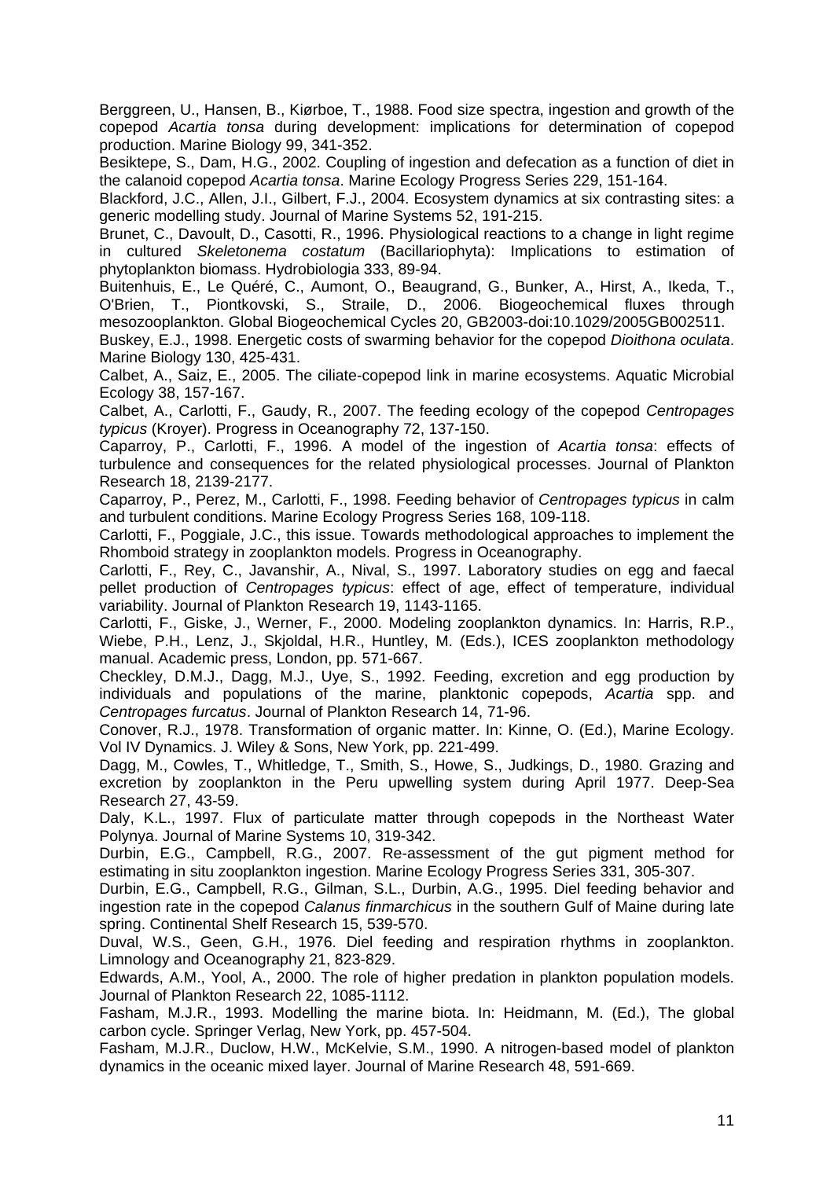Berggreen, U., Hansen, B., Kiørboe, T., 1988. Food size spectra, ingestion and growth of the copepod *Acartia tonsa* during development: implications for determination of copepod production. Marine Biology 99, 341-352.

Besiktepe, S., Dam, H.G., 2002. Coupling of ingestion and defecation as a function of diet in the calanoid copepod *Acartia tonsa*. Marine Ecology Progress Series 229, 151-164.

Blackford, J.C., Allen, J.I., Gilbert, F.J., 2004. Ecosystem dynamics at six contrasting sites: a generic modelling study. Journal of Marine Systems 52, 191-215.

Brunet, C., Davoult, D., Casotti, R., 1996. Physiological reactions to a change in light regime in cultured *Skeletonema costatum* (Bacillariophyta): Implications to estimation of phytoplankton biomass. Hydrobiologia 333, 89-94.

Buitenhuis, E., Le Quéré, C., Aumont, O., Beaugrand, G., Bunker, A., Hirst, A., Ikeda, T., O'Brien, T., Piontkovski, S., Straile, D., 2006. Biogeochemical fluxes through mesozooplankton. Global Biogeochemical Cycles 20, GB2003-doi:10.1029/2005GB002511.

Buskey, E.J., 1998. Energetic costs of swarming behavior for the copepod *Dioithona oculata*. Marine Biology 130, 425-431.

Calbet, A., Saiz, E., 2005. The ciliate-copepod link in marine ecosystems. Aquatic Microbial Ecology 38, 157-167.

Calbet, A., Carlotti, F., Gaudy, R., 2007. The feeding ecology of the copepod *Centropages typicus* (Kroyer). Progress in Oceanography 72, 137-150.

Caparroy, P., Carlotti, F., 1996. A model of the ingestion of *Acartia tonsa*: effects of turbulence and consequences for the related physiological processes. Journal of Plankton Research 18, 2139-2177.

Caparroy, P., Perez, M., Carlotti, F., 1998. Feeding behavior of *Centropages typicus* in calm and turbulent conditions. Marine Ecology Progress Series 168, 109-118.

Carlotti, F., Poggiale, J.C., this issue. Towards methodological approaches to implement the Rhomboid strategy in zooplankton models. Progress in Oceanography.

Carlotti, F., Rey, C., Javanshir, A., Nival, S., 1997. Laboratory studies on egg and faecal pellet production of *Centropages typicus*: effect of age, effect of temperature, individual variability. Journal of Plankton Research 19, 1143-1165.

Carlotti, F., Giske, J., Werner, F., 2000. Modeling zooplankton dynamics. In: Harris, R.P., Wiebe, P.H., Lenz, J., Skjoldal, H.R., Huntley, M. (Eds.), ICES zooplankton methodology manual. Academic press, London, pp. 571-667.

Checkley, D.M.J., Dagg, M.J., Uye, S., 1992. Feeding, excretion and egg production by individuals and populations of the marine, planktonic copepods, *Acartia* spp. and *Centropages furcatus*. Journal of Plankton Research 14, 71-96.

Conover, R.J., 1978. Transformation of organic matter. In: Kinne, O. (Ed.), Marine Ecology. Vol IV Dynamics. J. Wiley & Sons, New York, pp. 221-499.

Dagg, M., Cowles, T., Whitledge, T., Smith, S., Howe, S., Judkings, D., 1980. Grazing and excretion by zooplankton in the Peru upwelling system during April 1977. Deep-Sea Research 27, 43-59.

Daly, K.L., 1997. Flux of particulate matter through copepods in the Northeast Water Polynya. Journal of Marine Systems 10, 319-342.

Durbin, E.G., Campbell, R.G., 2007. Re-assessment of the gut pigment method for estimating in situ zooplankton ingestion. Marine Ecology Progress Series 331, 305-307.

Durbin, E.G., Campbell, R.G., Gilman, S.L., Durbin, A.G., 1995. Diel feeding behavior and ingestion rate in the copepod *Calanus finmarchicus* in the southern Gulf of Maine during late spring. Continental Shelf Research 15, 539-570.

Duval, W.S., Geen, G.H., 1976. Diel feeding and respiration rhythms in zooplankton. Limnology and Oceanography 21, 823-829.

Edwards, A.M., Yool, A., 2000. The role of higher predation in plankton population models. Journal of Plankton Research 22, 1085-1112.

Fasham, M.J.R., 1993. Modelling the marine biota. In: Heidmann, M. (Ed.), The global carbon cycle. Springer Verlag, New York, pp. 457-504.

Fasham, M.J.R., Duclow, H.W., McKelvie, S.M., 1990. A nitrogen-based model of plankton dynamics in the oceanic mixed layer. Journal of Marine Research 48, 591-669.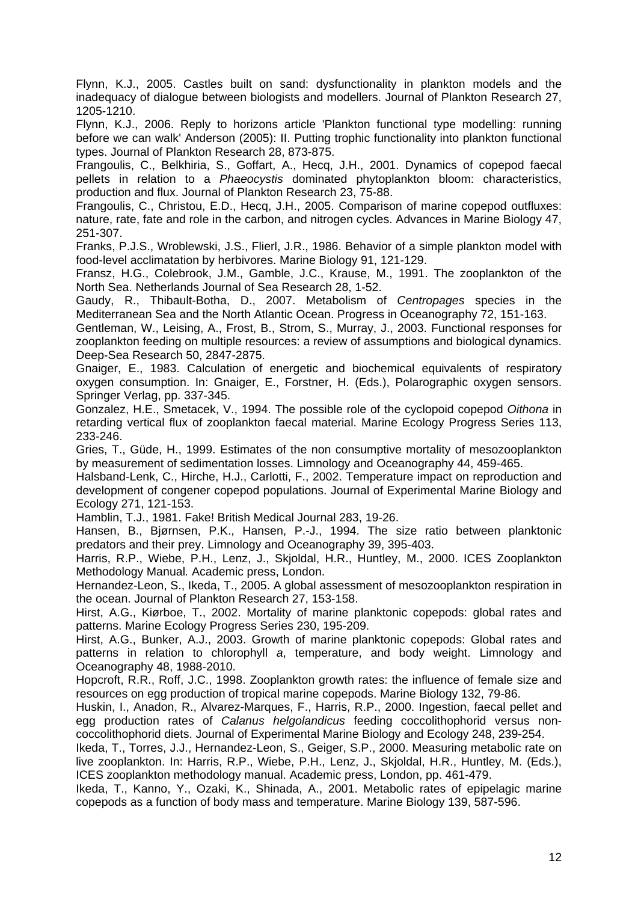Flynn, K.J., 2005. Castles built on sand: dysfunctionality in plankton models and the inadequacy of dialogue between biologists and modellers. Journal of Plankton Research 27, 1205-1210.

Flynn, K.J., 2006. Reply to horizons article 'Plankton functional type modelling: running before we can walk' Anderson (2005): II. Putting trophic functionality into plankton functional types. Journal of Plankton Research 28, 873-875.

Frangoulis, C., Belkhiria, S., Goffart, A., Hecq, J.H., 2001. Dynamics of copepod faecal pellets in relation to a *Phaeocystis* dominated phytoplankton bloom: characteristics, production and flux. Journal of Plankton Research 23, 75-88.

Frangoulis, C., Christou, E.D., Hecq, J.H., 2005. Comparison of marine copepod outfluxes: nature, rate, fate and role in the carbon, and nitrogen cycles. Advances in Marine Biology 47, 251-307.

Franks, P.J.S., Wroblewski, J.S., Flierl, J.R., 1986. Behavior of a simple plankton model with food-level acclimatation by herbivores. Marine Biology 91, 121-129.

Fransz, H.G., Colebrook, J.M., Gamble, J.C., Krause, M., 1991. The zooplankton of the North Sea. Netherlands Journal of Sea Research 28, 1-52.

Gaudy, R., Thibault-Botha, D., 2007. Metabolism of *Centropages* species in the Mediterranean Sea and the North Atlantic Ocean. Progress in Oceanography 72, 151-163.

Gentleman, W., Leising, A., Frost, B., Strom, S., Murray, J., 2003. Functional responses for zooplankton feeding on multiple resources: a review of assumptions and biological dynamics. Deep-Sea Research 50, 2847-2875.

Gnaiger, E., 1983. Calculation of energetic and biochemical equivalents of respiratory oxygen consumption. In: Gnaiger, E., Forstner, H. (Eds.), Polarographic oxygen sensors. Springer Verlag, pp. 337-345.

Gonzalez, H.E., Smetacek, V., 1994. The possible role of the cyclopoid copepod *Oithona* in retarding vertical flux of zooplankton faecal material. Marine Ecology Progress Series 113, 233-246.

Gries, T., Güde, H., 1999. Estimates of the non consumptive mortality of mesozooplankton by measurement of sedimentation losses. Limnology and Oceanography 44, 459-465.

Halsband-Lenk, C., Hirche, H.J., Carlotti, F., 2002. Temperature impact on reproduction and development of congener copepod populations. Journal of Experimental Marine Biology and Ecology 271, 121-153.

Hamblin, T.J., 1981. Fake! British Medical Journal 283, 19-26.

Hansen, B., Bjørnsen, P.K., Hansen, P.-J., 1994. The size ratio between planktonic predators and their prey. Limnology and Oceanography 39, 395-403.

Harris, R.P., Wiebe, P.H., Lenz, J., Skjoldal, H.R., Huntley, M., 2000. ICES Zooplankton Methodology Manual*.* Academic press, London.

Hernandez-Leon, S., Ikeda, T., 2005. A global assessment of mesozooplankton respiration in the ocean. Journal of Plankton Research 27, 153-158.

Hirst, A.G., Kiørboe, T., 2002. Mortality of marine planktonic copepods: global rates and patterns. Marine Ecology Progress Series 230, 195-209.

Hirst, A.G., Bunker, A.J., 2003. Growth of marine planktonic copepods: Global rates and patterns in relation to chlorophyll *a*, temperature, and body weight. Limnology and Oceanography 48, 1988-2010.

Hopcroft, R.R., Roff, J.C., 1998. Zooplankton growth rates: the influence of female size and resources on egg production of tropical marine copepods. Marine Biology 132, 79-86.

Huskin, I., Anadon, R., Alvarez-Marques, F., Harris, R.P., 2000. Ingestion, faecal pellet and egg production rates of *Calanus helgolandicus* feeding coccolithophorid versus non-coccolithophorid diets. Journal of Experimental Marine Biology and Ecology 248, 239-254.

Ikeda, T., Torres, J.J., Hernandez-Leon, S., Geiger, S.P., 2000. Measuring metabolic rate on live zooplankton. In: Harris, R.P., Wiebe, P.H., Lenz, J., Skjoldal, H.R., Huntley, M. (Eds.), ICES zooplankton methodology manual. Academic press, London, pp. 461-479.

Ikeda, T., Kanno, Y., Ozaki, K., Shinada, A., 2001. Metabolic rates of epipelagic marine copepods as a function of body mass and temperature. Marine Biology 139, 587-596.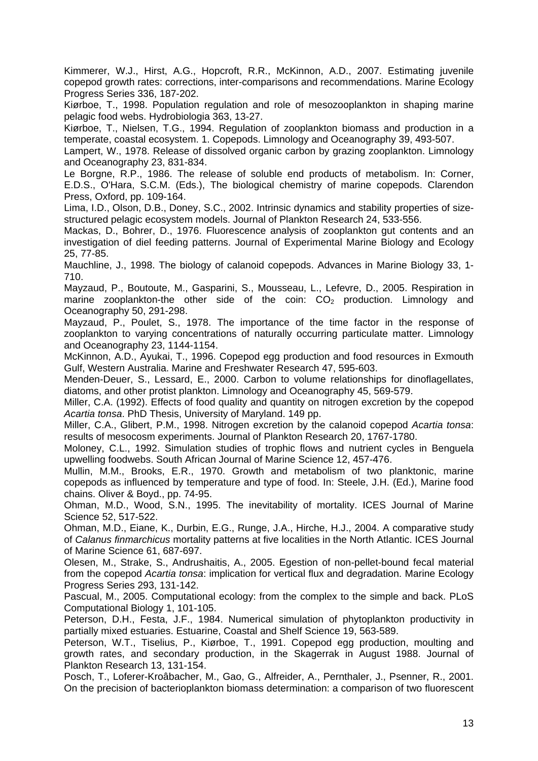Kimmerer, W.J., Hirst, A.G., Hopcroft, R.R., McKinnon, A.D., 2007. Estimating juvenile copepod growth rates: corrections, inter-comparisons and recommendations. Marine Ecology Progress Series 336, 187-202.

Kiørboe, T., 1998. Population regulation and role of mesozooplankton in shaping marine pelagic food webs. Hydrobiologia 363, 13-27.

Kiørboe, T., Nielsen, T.G., 1994. Regulation of zooplankton biomass and production in a temperate, coastal ecosystem. 1. Copepods. Limnology and Oceanography 39, 493-507.

Lampert, W., 1978. Release of dissolved organic carbon by grazing zooplankton. Limnology and Oceanography 23, 831-834.

Le Borgne, R.P., 1986. The release of soluble end products of metabolism. In: Corner, E.D.S., O'Hara, S.C.M. (Eds.), The biological chemistry of marine copepods. Clarendon Press, Oxford, pp. 109-164.

Lima, I.D., Olson, D.B., Doney, S.C., 2002. Intrinsic dynamics and stability properties of size-structured pelagic ecosystem models. Journal of Plankton Research 24, 533-556.

Mackas, D., Bohrer, D., 1976. Fluorescence analysis of zooplankton gut contents and an investigation of diel feeding patterns. Journal of Experimental Marine Biology and Ecology 25, 77-85.

Mauchline, J., 1998. The biology of calanoid copepods. Advances in Marine Biology 33, 1-710.

Mayzaud, P., Boutoute, M., Gasparini, S., Mousseau, L., Lefevre, D., 2005. Respiration in marine zooplankton-the other side of the coin: $CO_2$ production. Limnology and Oceanography 50, 291-298.

Mayzaud, P., Poulet, S., 1978. The importance of the time factor in the response of zooplankton to varying concentrations of naturally occurring particulate matter. Limnology and Oceanography 23, 1144-1154.

McKinnon, A.D., Ayukai, T., 1996. Copepod egg production and food resources in Exmouth Gulf, Western Australia. Marine and Freshwater Research 47, 595-603.

Menden-Deuer, S., Lessard, E., 2000. Carbon to volume relationships for dinoflagellates, diatoms, and other protist plankton. Limnology and Oceanography 45, 569-579.

Miller, C.A. (1992). Effects of food quality and quantity on nitrogen excretion by the copepod *Acartia tonsa*. PhD Thesis, University of Maryland. 149 pp.

Miller, C.A., Glibert, P.M., 1998. Nitrogen excretion by the calanoid copepod *Acartia tonsa*: results of mesocosm experiments. Journal of Plankton Research 20, 1767-1780.

Moloney, C.L., 1992. Simulation studies of trophic flows and nutrient cycles in Benguela upwelling foodwebs. South African Journal of Marine Science 12, 457-476.

Mullin, M.M., Brooks, E.R., 1970. Growth and metabolism of two planktonic, marine copepods as influenced by temperature and type of food. In: Steele, J.H. (Ed.), Marine food chains. Oliver & Boyd., pp. 74-95.

Ohman, M.D., Wood, S.N., 1995. The inevitability of mortality. ICES Journal of Marine Science 52, 517-522.

Ohman, M.D., Eiane, K., Durbin, E.G., Runge, J.A., Hirche, H.J., 2004. A comparative study of *Calanus finmarchicus* mortality patterns at five localities in the North Atlantic. ICES Journal of Marine Science 61, 687-697.

Olesen, M., Strake, S., Andrushaitis, A., 2005. Egestion of non-pellet-bound fecal material from the copepod *Acartia tonsa*: implication for vertical flux and degradation. Marine Ecology Progress Series 293, 131-142.

Pascual, M., 2005. Computational ecology: from the complex to the simple and back. PLoS Computational Biology 1, 101-105.

Peterson, D.H., Festa, J.F., 1984. Numerical simulation of phytoplankton productivity in partially mixed estuaries. Estuarine, Coastal and Shelf Science 19, 563-589.

Peterson, W.T., Tiselius, P., Kiørboe, T., 1991. Copepod egg production, moulting and growth rates, and secondary production, in the Skagerrak in August 1988. Journal of Plankton Research 13, 131-154.

Posch, T., Loferer-Kroâbacher, M., Gao, G., Alfreider, A., Pernthaler, J., Psenner, R., 2001. On the precision of bacterioplankton biomass determination: a comparison of two fluorescent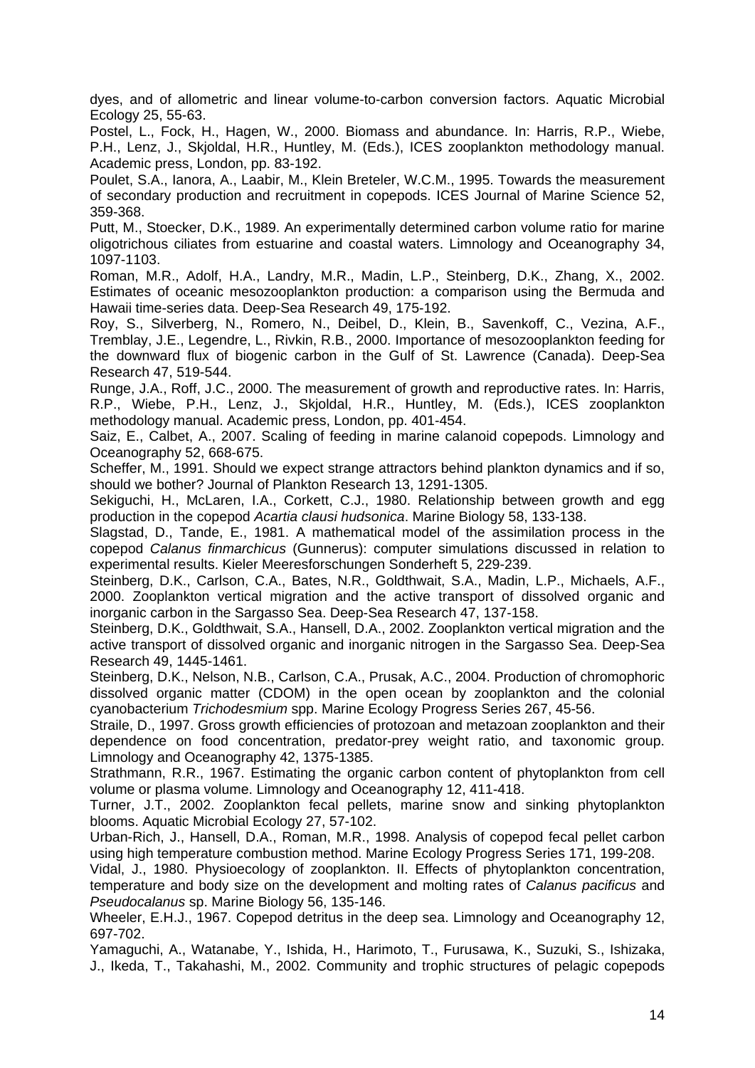dyes, and of allometric and linear volume-to-carbon conversion factors. Aquatic Microbial Ecology 25, 55-63.

Postel, L., Fock, H., Hagen, W., 2000. Biomass and abundance. In: Harris, R.P., Wiebe, P.H., Lenz, J., Skjoldal, H.R., Huntley, M. (Eds.), ICES zooplankton methodology manual. Academic press, London, pp. 83-192.

Poulet, S.A., Ianora, A., Laabir, M., Klein Breteler, W.C.M., 1995. Towards the measurement of secondary production and recruitment in copepods. ICES Journal of Marine Science 52, 359-368.

Putt, M., Stoecker, D.K., 1989. An experimentally determined carbon volume ratio for marine oligotrichous ciliates from estuarine and coastal waters. Limnology and Oceanography 34, 1097-1103.

Roman, M.R., Adolf, H.A., Landry, M.R., Madin, L.P., Steinberg, D.K., Zhang, X., 2002. Estimates of oceanic mesozooplankton production: a comparison using the Bermuda and Hawaii time-series data. Deep-Sea Research 49, 175-192.

Roy, S., Silverberg, N., Romero, N., Deibel, D., Klein, B., Savenkoff, C., Vezina, A.F., Tremblay, J.E., Legendre, L., Rivkin, R.B., 2000. Importance of mesozooplankton feeding for the downward flux of biogenic carbon in the Gulf of St. Lawrence (Canada). Deep-Sea Research 47, 519-544.

Runge, J.A., Roff, J.C., 2000. The measurement of growth and reproductive rates. In: Harris, R.P., Wiebe, P.H., Lenz, J., Skjoldal, H.R., Huntley, M. (Eds.), ICES zooplankton methodology manual. Academic press, London, pp. 401-454.

Saiz, E., Calbet, A., 2007. Scaling of feeding in marine calanoid copepods. Limnology and Oceanography 52, 668-675.

Scheffer, M., 1991. Should we expect strange attractors behind plankton dynamics and if so, should we bother? Journal of Plankton Research 13, 1291-1305.

Sekiguchi, H., McLaren, I.A., Corkett, C.J., 1980. Relationship between growth and egg production in the copepod *Acartia clausi hudsonica*. Marine Biology 58, 133-138.

Slagstad, D., Tande, E., 1981. A mathematical model of the assimilation process in the copepod *Calanus finmarchicus* (Gunnerus): computer simulations discussed in relation to experimental results. Kieler Meeresforschungen Sonderheft 5, 229-239.

Steinberg, D.K., Carlson, C.A., Bates, N.R., Goldthwait, S.A., Madin, L.P., Michaels, A.F., 2000. Zooplankton vertical migration and the active transport of dissolved organic and inorganic carbon in the Sargasso Sea. Deep-Sea Research 47, 137-158.

Steinberg, D.K., Goldthwait, S.A., Hansell, D.A., 2002. Zooplankton vertical migration and the active transport of dissolved organic and inorganic nitrogen in the Sargasso Sea. Deep-Sea Research 49, 1445-1461.

Steinberg, D.K., Nelson, N.B., Carlson, C.A., Prusak, A.C., 2004. Production of chromophoric dissolved organic matter (CDOM) in the open ocean by zooplankton and the colonial cyanobacterium *Trichodesmium* spp. Marine Ecology Progress Series 267, 45-56.

Straile, D., 1997. Gross growth efficiencies of protozoan and metazoan zooplankton and their dependence on food concentration, predator-prey weight ratio, and taxonomic group. Limnology and Oceanography 42, 1375-1385.

Strathmann, R.R., 1967. Estimating the organic carbon content of phytoplankton from cell volume or plasma volume. Limnology and Oceanography 12, 411-418.

Turner, J.T., 2002. Zooplankton fecal pellets, marine snow and sinking phytoplankton blooms. Aquatic Microbial Ecology 27, 57-102.

Urban-Rich, J., Hansell, D.A., Roman, M.R., 1998. Analysis of copepod fecal pellet carbon using high temperature combustion method. Marine Ecology Progress Series 171, 199-208.

Vidal, J., 1980. Physioecology of zooplankton. II. Effects of phytoplankton concentration, temperature and body size on the development and molting rates of *Calanus pacificus* and *Pseudocalanus* sp. Marine Biology 56, 135-146.

Wheeler, E.H.J., 1967. Copepod detritus in the deep sea. Limnology and Oceanography 12, 697-702.

Yamaguchi, A., Watanabe, Y., Ishida, H., Harimoto, T., Furusawa, K., Suzuki, S., Ishizaka, J., Ikeda, T., Takahashi, M., 2002. Community and trophic structures of pelagic copepods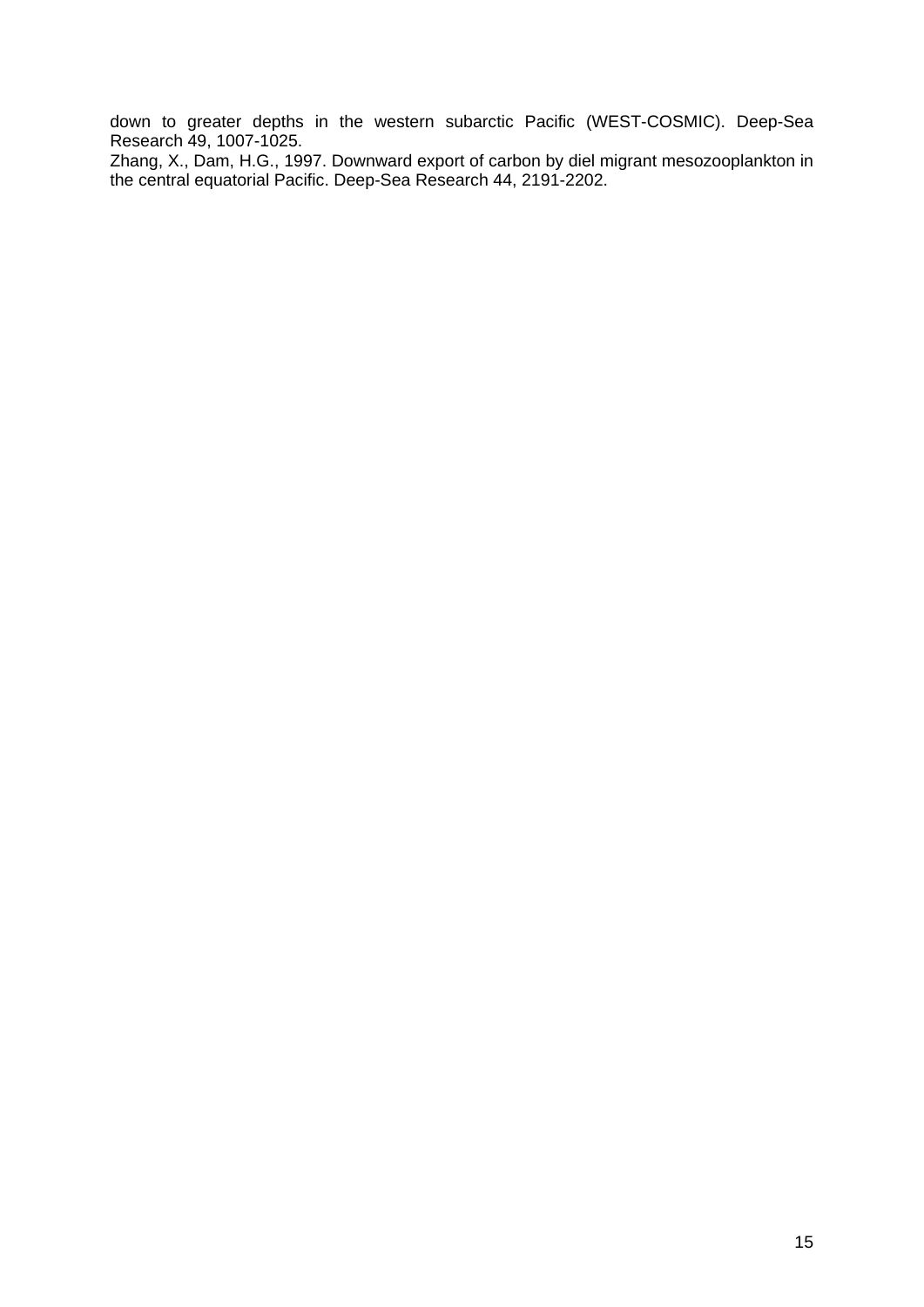down to greater depths in the western subarctic Pacific (WEST-COSMIC). Deep-Sea Research 49, 1007-1025.

Zhang, X., Dam, H.G., 1997. Downward export of carbon by diel migrant mesozooplankton in the central equatorial Pacific. Deep-Sea Research 44, 2191-2202.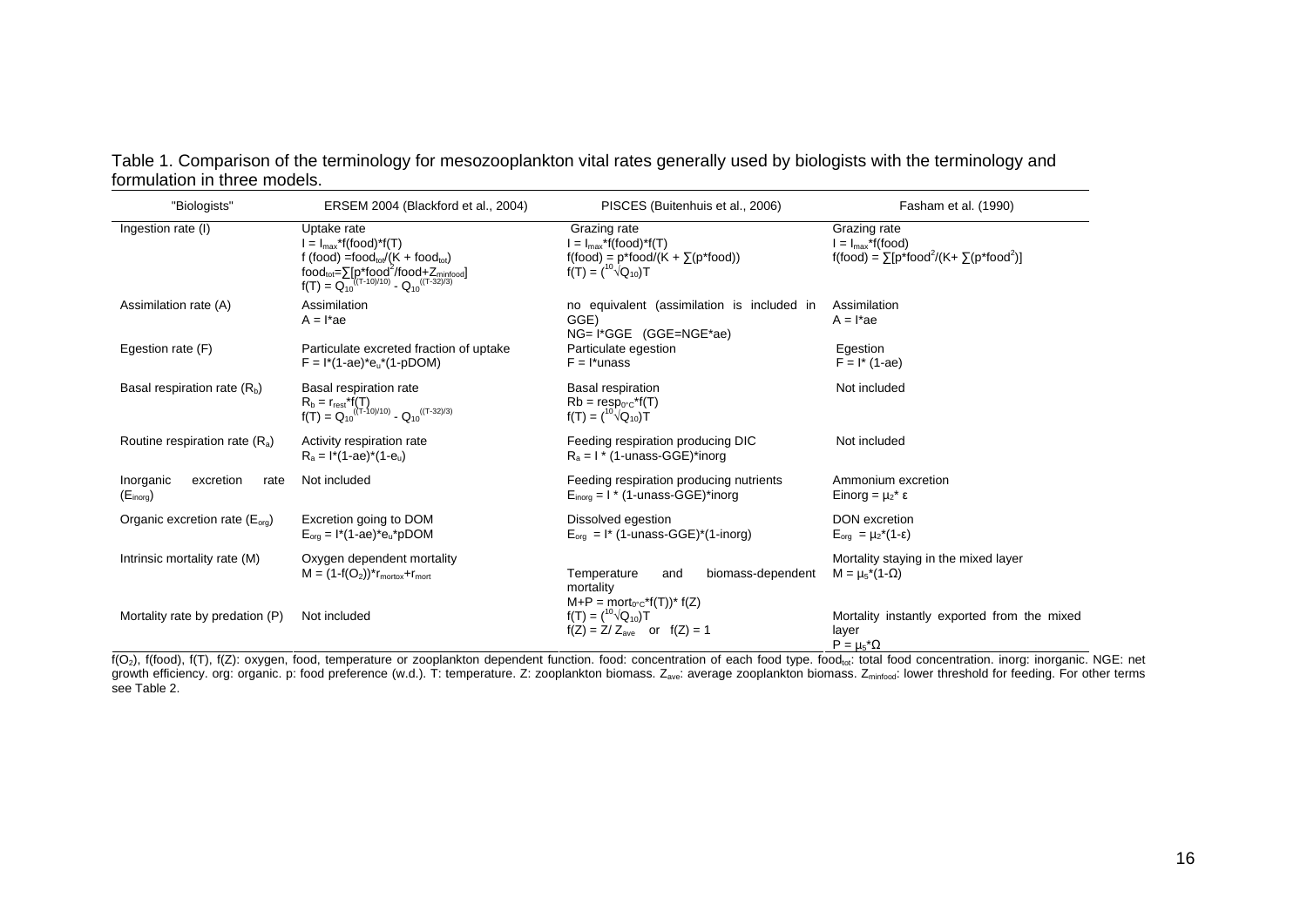Table 1. Comparison of the terminology for mesozooplankton vital rates generally used by biologists with the terminology and formulation in three models.

| "Biologists" | ERSEM 2004 (Blackford et al., 2004) | PISCES (Buitenhuis et al., 2006) | Fasham et al. (1990) |
|---|---|---|---|
| Ingestion rate (I) | Uptake rate<br>$I = I_{max}*f(food)*f(T)$<br>$f(food) = food_{tot}/(K + food_{tot})$<br>$food_{tot}=\sum[p*food^2/food+Z_{minfood}]$<br>$f(T) = Q_{10}^{((T-10)/10)} - Q_{10}^{((T-32)/3)}$ | Grazing rate<br>$I = I_{max}*f(food)*f(T)$<br>$f(food) = p*food/(K + \sum(p*food))$<br>$f(T) = (\sqrt[10]{Q_{10}})T$ | Grazing rate<br>$I = I_{max}*f(food)$<br>$f(food) = \sum[p*food^2/(K+ \sum(p*food^2)]$ |
| Assimilation rate (A) | Assimilation<br>$A = I*ae$ | no equivalent (assimilation is included in GGE)<br>NG= I*GGE (GGE=NGE*ae) | Assimilation<br>$A = I*ae$ |
| Egestion rate (F) | Particulate excreted fraction of uptake<br>$F = I*(1-ae)*e_u*(1-pDOM)$ | Particulate egestion<br>$F = I*unass$ | Egestion<br>$F = I* (1-ae)$ |
| Basal respiration rate ($R_b$) | Basal respiration rate<br>$R_b = r_{rest}*f(T)$<br>$f(T) = Q_{10}^{((T-10)/10)} - Q_{10}^{((T-32)/3)}$ | Basal respiration<br>$Rb = resp_{0°C}*f(T)$<br>$f(T) = (\sqrt[10]{Q_{10}})T$ | Not included |
| Routine respiration rate ($R_a$) | Activity respiration rate<br>$R_a = I*(1-ae)*(1-e_u)$ | Feeding respiration producing DIC<br>$R_a = I * (1-unass-GGE)*inorg$ | Not included |
| Inorganic excretion rate ($E_{inorg}$) | Not included | Feeding respiration producing nutrients<br>$E_{inorg} = I * (1-unass-GGE)*inorg$ | Ammonium excretion<br>$Einorg = \mu_2* \varepsilon$ |
| Organic excretion rate ($E_{org}$) | Excretion going to DOM<br>$E_{org} = I*(1-ae)*e_u*pDOM$ | Dissolved egestion<br>$E_{org} = I* (1-unass-GGE)*(1-inorg)$ | DON excretion<br>$E_{org} = \mu_2*(1-\varepsilon)$ |
| Intrinsic mortality rate (M) | Oxygen dependent mortality<br>$M = (1-f(O_2))*r_{mortox}+r_{mort}$ | Temperature and biomass-dependent mortality<br>$M+P = mort_{0°C}*f(T))* f(Z)$<br>$f(T) = (\sqrt[10]{Q_{10}})T$<br>$f(Z) = Z/ Z_{ave}$ or $f(Z) = 1$ | Mortality staying in the mixed layer<br>$M = \mu_5*(1-\Omega)$ |
| Mortality rate by predation (P) | Not included | | Mortality instantly exported from the mixed layer<br>$P = \mu_5*\Omega$ |

$f(O_2)$, f(food), f(T), f(Z): oxygen, food, temperature or zooplankton dependent function. food: concentration of each food type. $food_{tot}$: total food concentration. inorg: inorganic. NGE: net growth efficiency. org: organic. p: food preference (w.d.). T: temperature. Z: zooplankton biomass. $Z_{ave}$: average zooplankton biomass. $Z_{minfood}$: lower threshold for feeding. For other terms see Table 2.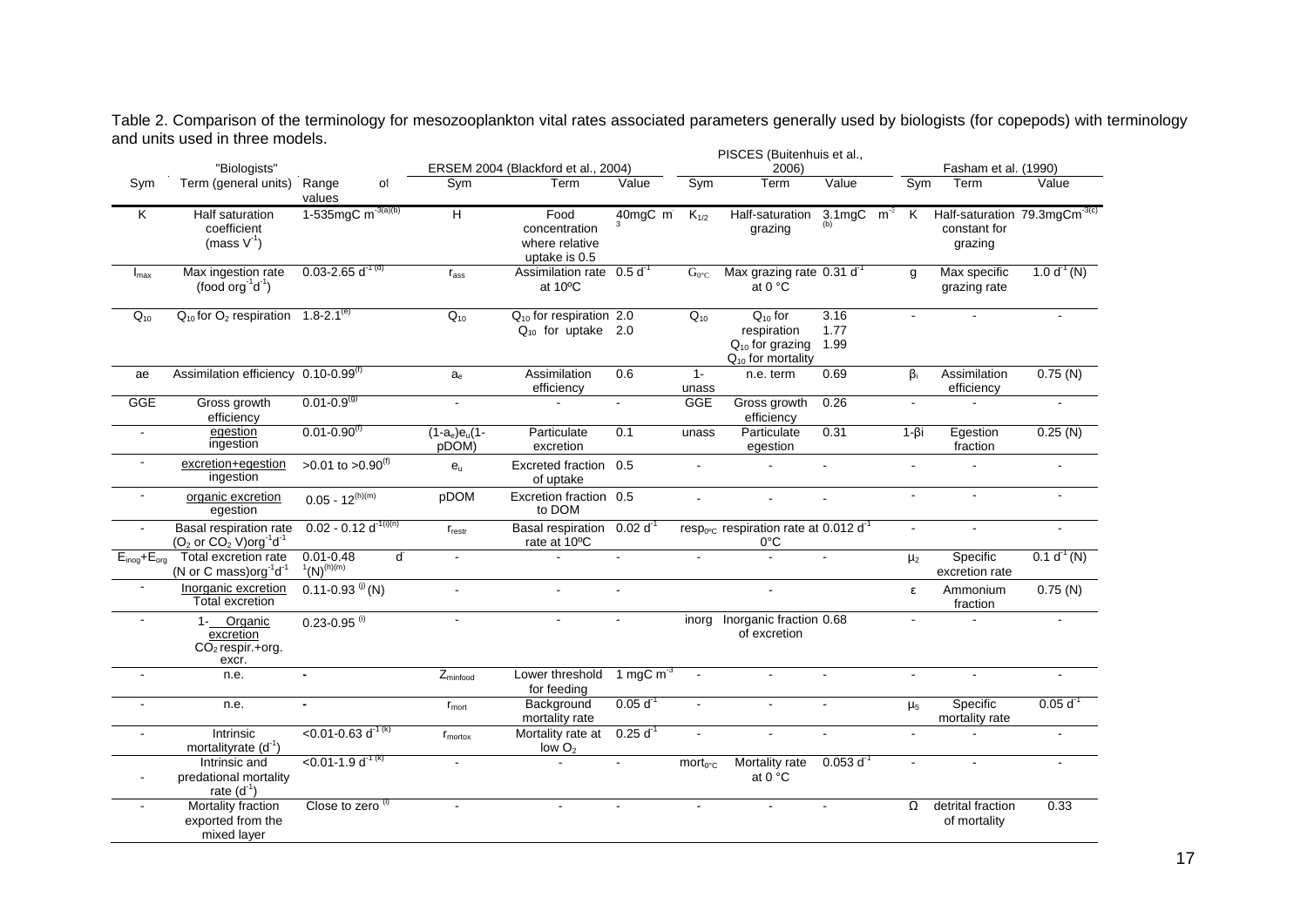Table 2. Comparison of the terminology for mesozooplankton vital rates associated parameters generally used by biologists (for copepods) with terminology and units used in three models.

| "Biologists" | | | ERSEM 2004 (Blackford et al., 2004) | | | PISCES (Buitenhuis et al., 2006) | | | Fasham et al. (1990) | | |
|---|---|---|---|---|---|---|---|---|---|---|---|
| Sym | Term (general units) | Range of values | Sym | Term | Value | Sym | Term | Value | Sym | Term | Value |
| K | Half saturation coefficient (mass $V^{-1}$) | 1-535mgC $m^{-3}$ [(a)(b)] | H | Food concentration where relative uptake is 0.5 | 40mgC $m^{-3}$ | $K_{1/2}$ | Half-saturation grazing | 3.1mgC $m^{-3}$ [(b)] | K | Half-saturation constant for grazing | 79.3mgC$m^{-3}$ [(c)] |
| $I_{max}$ | Max ingestion rate (food $org^{-1}d^{-1}$) | 0.03-2.65 $d^{-1}$ [(d)] | $r_{ass}$ | Assimilation rate at 10ºC | 0.5 $d^{-1}$ | $G_{0°C}$ | Max grazing rate at 0 °C | 0.31 $d^{-1}$ | g | Max specific grazing rate | 1.0 $d^{-1}$ (N) |
| $Q_{10}$ | $Q_{10}$ for $O_2$ respiration | 1.8-2.1[(e)] | $Q_{10}$ | $Q_{10}$ for respiration<br>$Q_{10}$ for uptake | 2.0<br>2.0 | $Q_{10}$ | $Q_{10}$ for respiration<br>$Q_{10}$ for grazing<br>$Q_{10}$ for mortality | 3.16<br>1.77<br>1.99 | - | - | - |
| ae | Assimilation efficiency | 0.10-0.99[(f)] | $a_e$ | Assimilation efficiency | 0.6 | 1-unass | n.e. term | 0.69 | $\beta_i$ | Assimilation efficiency | 0.75 (N) |
| GGE | Gross growth efficiency | 0.01-0.9[(g)] | - | - | - | GGE | Gross growth efficiency | 0.26 | - | - | - |
| - | egestion / ingestion | 0.01-0.90[(f)] | $(1-a_e)e_u$(1-pDOM) | Particulate excretion | 0.1 | unass | Particulate egestion | 0.31 | 1-$\beta$i | Egestion fraction | 0.25 (N) |
| - | excretion+egestion / ingestion | >0.01 to >0.90[(f)] | $e_u$ | Excreted fraction of uptake | 0.5 | - | - | - | - | - | - |
| - | organic excretion / egestion | 0.05 - 12[(h)(m)] | pDOM | Excretion fraction to DOM | 0.5 | - | - | - | - | - | - |
| - | Basal respiration rate ($O_2$ or $CO_2$ V)$org^{-1}d^{-1}$ | 0.02 - 0.12 $d^{-1}$ [(i)(n)] | $r_{restr}$ | Basal respiration rate at 10ºC | 0.02 $d^{-1}$ | $resp_{0°C}$ | respiration rate at 0°C | 0.012 $d^{-1}$ | - | - | - |
| $E_{inog}$+$E_{org}$ | Total excretion rate (N or C mass)$org^{-1}d^{-1}$ | 0.01-0.48 $d^{-1}$(N)[(h)(m)] | - | - | - | - | - | - | $\mu_2$ | Specific excretion rate | 0.1 $d^{-1}$ (N) |
| - | Inorganic excretion / Total excretion | 0.11-0.93 [(j)] (N) | - | - | - | | - | | $\varepsilon$ | Ammonium fraction | 0.75 (N) |
| - | 1- Organic excretion / $CO_2$ respir.+org. excr. | 0.23-0.95 [(i)] | - | - | - | inorg | Inorganic fraction of excretion | 0.68 | - | - | - |
| - | n.e. | - | $Z_{minfood}$ | Lower threshold for feeding | 1 mgC $m^{-3}$ | - | - | - | - | - | - |
| - | n.e. | - | $r_{mort}$ | Background mortality rate | 0.05 $d^{-1}$ | - | - | - | $\mu_5$ | Specific mortality rate | 0.05 $d^{-1}$ |
| - | Intrinsic mortalityrate ($d^{-1}$) | <0.01-0.63 $d^{-1}$ [(k)] | $r_{mortox}$ | Mortality rate at low $O_2$ | 0.25 $d^{-1}$ | - | - | - | - | - | - |
| - | Intrinsic and predational mortality rate ($d^{-1}$) | <0.01-1.9 $d^{-1}$ [(k)] | - | - | - | $mort_{0°C}$ | Mortality rate at 0 °C | 0.053 $d^{-1}$ | - | - | - |
| - | Mortality fraction exported from the mixed layer | Close to zero [(l)] | - | - | - | - | - | - | $\Omega$ | detrital fraction of mortality | 0.33 |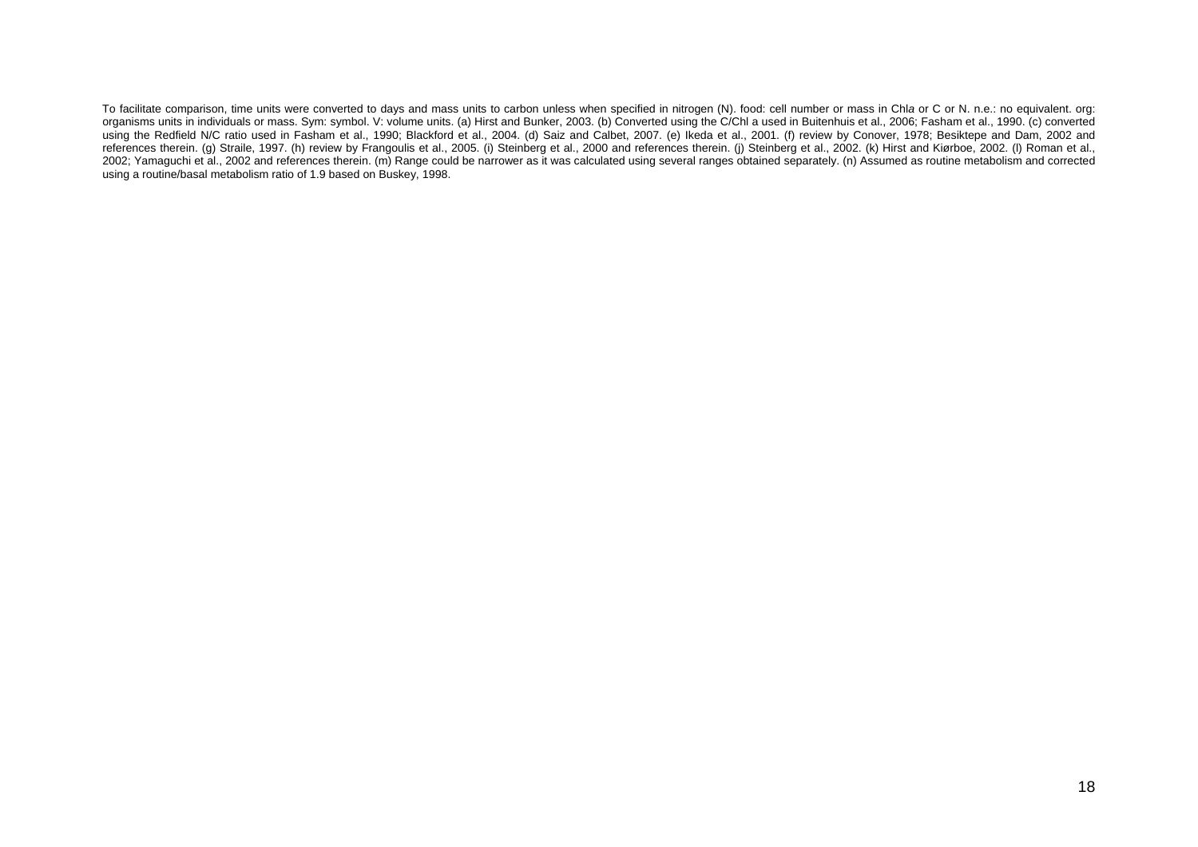To facilitate comparison, time units were converted to days and mass units to carbon unless when specified in nitrogen (N). food: cell number or mass in Chl*a* or C or N. n.e.: no equivalent. org: organisms units in individuals or mass. Sym: symbol. V: volume units. (a) Hirst and Bunker, 2003. (b) Converted using the C/Chl a used in Buitenhuis et al., 2006; Fasham et al., 1990. (c) converted using the Redfield N/C ratio used in Fasham et al., 1990; Blackford et al., 2004. (d) Saiz and Calbet, 2007. (e) Ikeda et al., 2001. (f) review by Conover, 1978; Besiktepe and Dam, 2002 and references therein. (g) Straile, 1997. (h) review by Frangoulis et al., 2005. (i) Steinberg et al., 2000 and references therein. (j) Steinberg et al., 2002. (k) Hirst and Kiørboe, 2002. (l) Roman et al., 2002; Yamaguchi et al., 2002 and references therein. (m) Range could be narrower as it was calculated using several ranges obtained separately. (n) Assumed as routine metabolism and corrected using a routine/basal metabolism ratio of 1.9 based on Buskey, 1998.